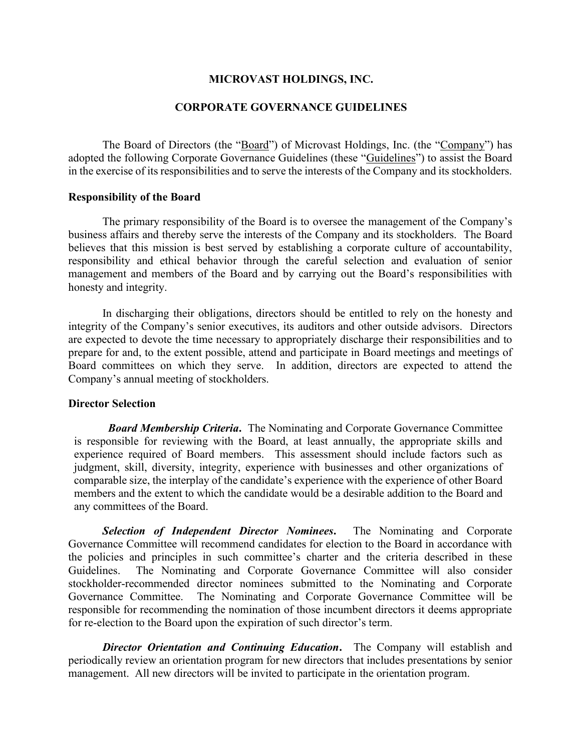# MICROVAST HOLDINGS, INC.

## CORPORATE GOVERNANCE GUIDELINES

The Board of Directors (the "Board") of Microvast Holdings, Inc. (the "Company") has adopted the following Corporate Governance Guidelines (these "Guidelines") to assist the Board in the exercise of its responsibilities and to serve the interests of the Company and its stockholders.

### Responsibility of the Board

The primary responsibility of the Board is to oversee the management of the Company's business affairs and thereby serve the interests of the Company and its stockholders. The Board believes that this mission is best served by establishing a corporate culture of accountability, responsibility and ethical behavior through the careful selection and evaluation of senior management and members of the Board and by carrying out the Board's responsibilities with honesty and integrity.

In discharging their obligations, directors should be entitled to rely on the honesty and integrity of the Company's senior executives, its auditors and other outside advisors. Directors are expected to devote the time necessary to appropriately discharge their responsibilities and to prepare for and, to the extent possible, attend and participate in Board meetings and meetings of Board committees on which they serve. In addition, directors are expected to attend the Company's annual meeting of stockholders.

### Director Selection

***Board Membership Criteria*.** The Nominating and Corporate Governance Committee is responsible for reviewing with the Board, at least annually, the appropriate skills and experience required of Board members. This assessment should include factors such as judgment, skill, diversity, integrity, experience with businesses and other organizations of comparable size, the interplay of the candidate's experience with the experience of other Board members and the extent to which the candidate would be a desirable addition to the Board and any committees of the Board.

***Selection of Independent Director Nominees*.** The Nominating and Corporate Governance Committee will recommend candidates for election to the Board in accordance with the policies and principles in such committee's charter and the criteria described in these Guidelines. The Nominating and Corporate Governance Committee will also consider stockholder-recommended director nominees submitted to the Nominating and Corporate Governance Committee. The Nominating and Corporate Governance Committee will be responsible for recommending the nomination of those incumbent directors it deems appropriate for re-election to the Board upon the expiration of such director's term.

***Director Orientation and Continuing Education*.** The Company will establish and periodically review an orientation program for new directors that includes presentations by senior management. All new directors will be invited to participate in the orientation program.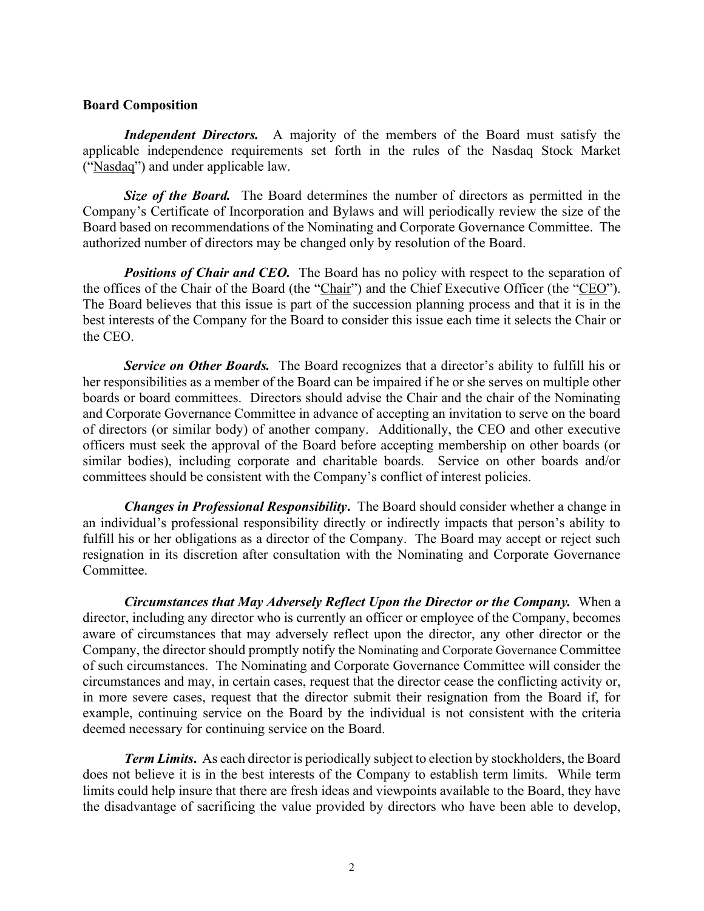**Board Composition**

***Independent Directors.*** A majority of the members of the Board must satisfy the applicable independence requirements set forth in the rules of the Nasdaq Stock Market ("Nasdaq") and under applicable law.

***Size of the Board.*** The Board determines the number of directors as permitted in the Company's Certificate of Incorporation and Bylaws and will periodically review the size of the Board based on recommendations of the Nominating and Corporate Governance Committee. The authorized number of directors may be changed only by resolution of the Board.

***Positions of Chair and CEO.*** The Board has no policy with respect to the separation of the offices of the Chair of the Board (the "Chair") and the Chief Executive Officer (the "CEO"). The Board believes that this issue is part of the succession planning process and that it is in the best interests of the Company for the Board to consider this issue each time it selects the Chair or the CEO.

***Service on Other Boards.*** The Board recognizes that a director's ability to fulfill his or her responsibilities as a member of the Board can be impaired if he or she serves on multiple other boards or board committees. Directors should advise the Chair and the chair of the Nominating and Corporate Governance Committee in advance of accepting an invitation to serve on the board of directors (or similar body) of another company. Additionally, the CEO and other executive officers must seek the approval of the Board before accepting membership on other boards (or similar bodies), including corporate and charitable boards. Service on other boards and/or committees should be consistent with the Company's conflict of interest policies.

***Changes in Professional Responsibility.*** The Board should consider whether a change in an individual's professional responsibility directly or indirectly impacts that person's ability to fulfill his or her obligations as a director of the Company. The Board may accept or reject such resignation in its discretion after consultation with the Nominating and Corporate Governance Committee.

***Circumstances that May Adversely Reflect Upon the Director or the Company.*** When a director, including any director who is currently an officer or employee of the Company, becomes aware of circumstances that may adversely reflect upon the director, any other director or the Company, the director should promptly notify the Nominating and Corporate Governance Committee of such circumstances. The Nominating and Corporate Governance Committee will consider the circumstances and may, in certain cases, request that the director cease the conflicting activity or, in more severe cases, request that the director submit their resignation from the Board if, for example, continuing service on the Board by the individual is not consistent with the criteria deemed necessary for continuing service on the Board.

***Term Limits.*** As each director is periodically subject to election by stockholders, the Board does not believe it is in the best interests of the Company to establish term limits. While term limits could help insure that there are fresh ideas and viewpoints available to the Board, they have the disadvantage of sacrificing the value provided by directors who have been able to develop,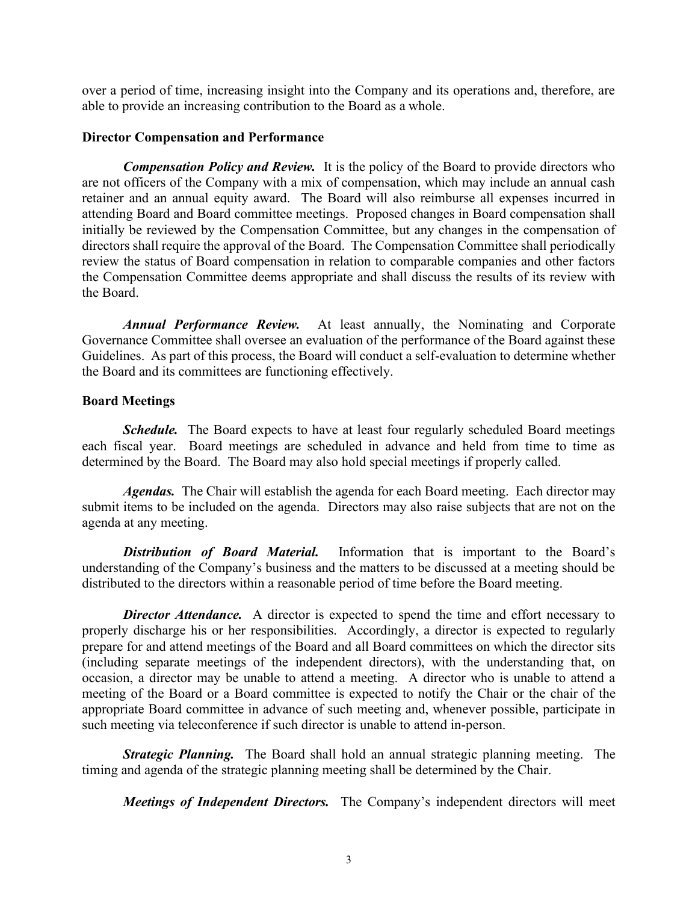over a period of time, increasing insight into the Company and its operations and, therefore, are able to provide an increasing contribution to the Board as a whole.

**Director Compensation and Performance**

***Compensation Policy and Review.*** It is the policy of the Board to provide directors who are not officers of the Company with a mix of compensation, which may include an annual cash retainer and an annual equity award. The Board will also reimburse all expenses incurred in attending Board and Board committee meetings. Proposed changes in Board compensation shall initially be reviewed by the Compensation Committee, but any changes in the compensation of directors shall require the approval of the Board. The Compensation Committee shall periodically review the status of Board compensation in relation to comparable companies and other factors the Compensation Committee deems appropriate and shall discuss the results of its review with the Board.

***Annual Performance Review.*** At least annually, the Nominating and Corporate Governance Committee shall oversee an evaluation of the performance of the Board against these Guidelines. As part of this process, the Board will conduct a self-evaluation to determine whether the Board and its committees are functioning effectively.

**Board Meetings**

***Schedule.*** The Board expects to have at least four regularly scheduled Board meetings each fiscal year. Board meetings are scheduled in advance and held from time to time as determined by the Board. The Board may also hold special meetings if properly called.

***Agendas.*** The Chair will establish the agenda for each Board meeting. Each director may submit items to be included on the agenda. Directors may also raise subjects that are not on the agenda at any meeting.

***Distribution of Board Material.*** Information that is important to the Board's understanding of the Company's business and the matters to be discussed at a meeting should be distributed to the directors within a reasonable period of time before the Board meeting.

***Director Attendance.*** A director is expected to spend the time and effort necessary to properly discharge his or her responsibilities. Accordingly, a director is expected to regularly prepare for and attend meetings of the Board and all Board committees on which the director sits (including separate meetings of the independent directors), with the understanding that, on occasion, a director may be unable to attend a meeting. A director who is unable to attend a meeting of the Board or a Board committee is expected to notify the Chair or the chair of the appropriate Board committee in advance of such meeting and, whenever possible, participate in such meeting via teleconference if such director is unable to attend in-person.

***Strategic Planning.*** The Board shall hold an annual strategic planning meeting. The timing and agenda of the strategic planning meeting shall be determined by the Chair.

***Meetings of Independent Directors.*** The Company's independent directors will meet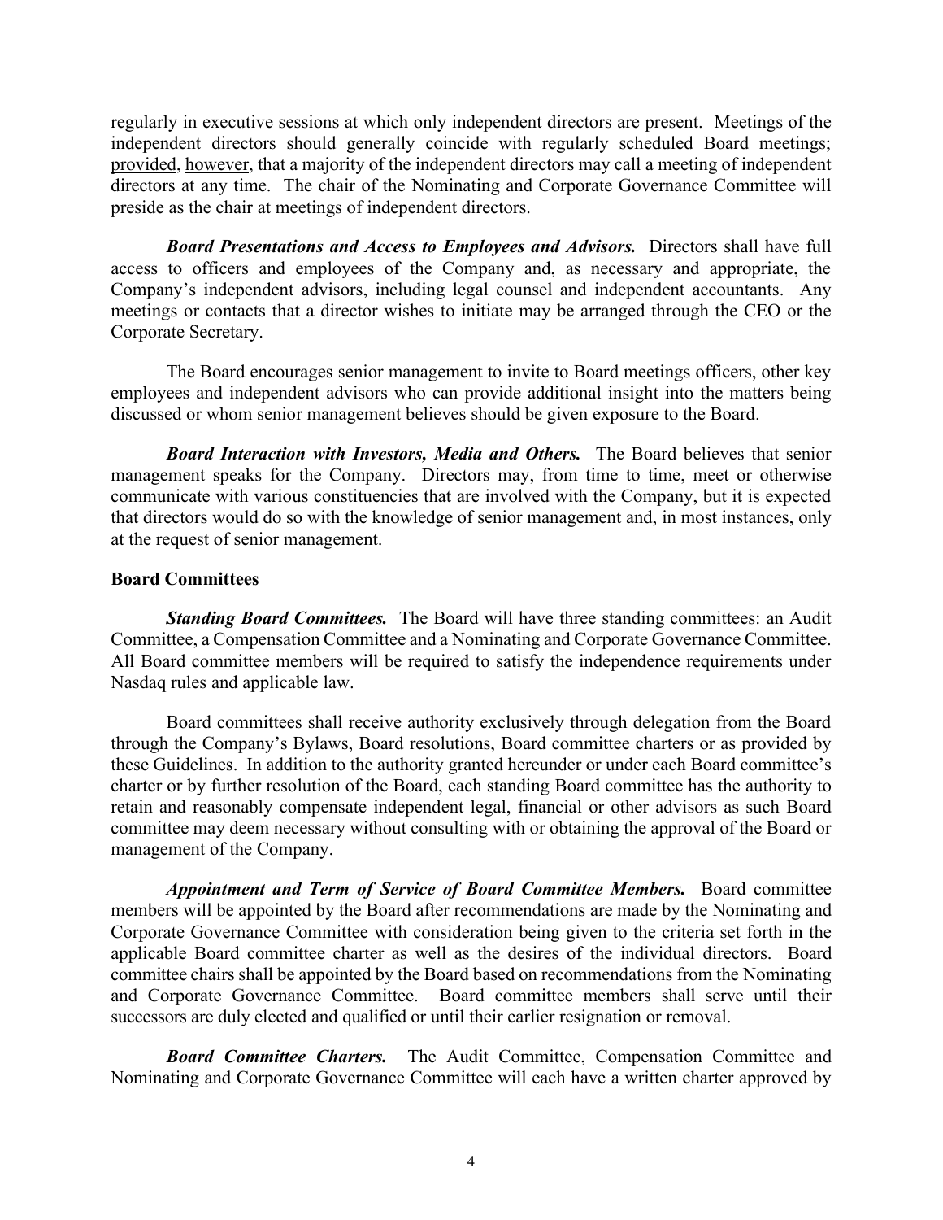regularly in executive sessions at which only independent directors are present. Meetings of the independent directors should generally coincide with regularly scheduled Board meetings; provided, however, that a majority of the independent directors may call a meeting of independent directors at any time. The chair of the Nominating and Corporate Governance Committee will preside as the chair at meetings of independent directors.

***Board Presentations and Access to Employees and Advisors.*** Directors shall have full access to officers and employees of the Company and, as necessary and appropriate, the Company's independent advisors, including legal counsel and independent accountants. Any meetings or contacts that a director wishes to initiate may be arranged through the CEO or the Corporate Secretary.

The Board encourages senior management to invite to Board meetings officers, other key employees and independent advisors who can provide additional insight into the matters being discussed or whom senior management believes should be given exposure to the Board.

***Board Interaction with Investors, Media and Others.*** The Board believes that senior management speaks for the Company. Directors may, from time to time, meet or otherwise communicate with various constituencies that are involved with the Company, but it is expected that directors would do so with the knowledge of senior management and, in most instances, only at the request of senior management.

**Board Committees**

***Standing Board Committees.*** The Board will have three standing committees: an Audit Committee, a Compensation Committee and a Nominating and Corporate Governance Committee. All Board committee members will be required to satisfy the independence requirements under Nasdaq rules and applicable law.

Board committees shall receive authority exclusively through delegation from the Board through the Company's Bylaws, Board resolutions, Board committee charters or as provided by these Guidelines. In addition to the authority granted hereunder or under each Board committee's charter or by further resolution of the Board, each standing Board committee has the authority to retain and reasonably compensate independent legal, financial or other advisors as such Board committee may deem necessary without consulting with or obtaining the approval of the Board or management of the Company.

***Appointment and Term of Service of Board Committee Members.*** Board committee members will be appointed by the Board after recommendations are made by the Nominating and Corporate Governance Committee with consideration being given to the criteria set forth in the applicable Board committee charter as well as the desires of the individual directors. Board committee chairs shall be appointed by the Board based on recommendations from the Nominating and Corporate Governance Committee. Board committee members shall serve until their successors are duly elected and qualified or until their earlier resignation or removal.

***Board Committee Charters.*** The Audit Committee, Compensation Committee and Nominating and Corporate Governance Committee will each have a written charter approved by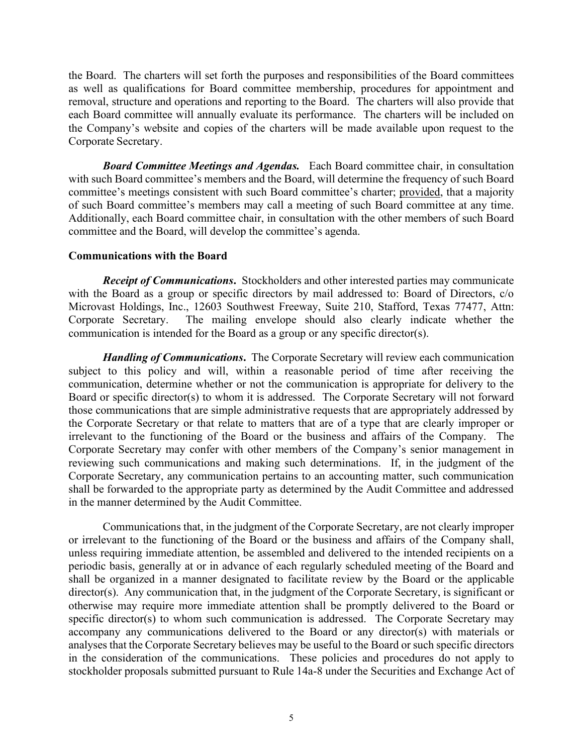the Board. The charters will set forth the purposes and responsibilities of the Board committees as well as qualifications for Board committee membership, procedures for appointment and removal, structure and operations and reporting to the Board. The charters will also provide that each Board committee will annually evaluate its performance. The charters will be included on the Company's website and copies of the charters will be made available upon request to the Corporate Secretary.

***Board Committee Meetings and Agendas.*** Each Board committee chair, in consultation with such Board committee's members and the Board, will determine the frequency of such Board committee's meetings consistent with such Board committee's charter; provided, that a majority of such Board committee's members may call a meeting of such Board committee at any time. Additionally, each Board committee chair, in consultation with the other members of such Board committee and the Board, will develop the committee's agenda.

**Communications with the Board**

***Receipt of Communications*.** Stockholders and other interested parties may communicate with the Board as a group or specific directors by mail addressed to: Board of Directors, c/o Microvast Holdings, Inc., 12603 Southwest Freeway, Suite 210, Stafford, Texas 77477, Attn: Corporate Secretary. The mailing envelope should also clearly indicate whether the communication is intended for the Board as a group or any specific director(s).

***Handling of Communications*.** The Corporate Secretary will review each communication subject to this policy and will, within a reasonable period of time after receiving the communication, determine whether or not the communication is appropriate for delivery to the Board or specific director(s) to whom it is addressed. The Corporate Secretary will not forward those communications that are simple administrative requests that are appropriately addressed by the Corporate Secretary or that relate to matters that are of a type that are clearly improper or irrelevant to the functioning of the Board or the business and affairs of the Company. The Corporate Secretary may confer with other members of the Company's senior management in reviewing such communications and making such determinations. If, in the judgment of the Corporate Secretary, any communication pertains to an accounting matter, such communication shall be forwarded to the appropriate party as determined by the Audit Committee and addressed in the manner determined by the Audit Committee.

Communications that, in the judgment of the Corporate Secretary, are not clearly improper or irrelevant to the functioning of the Board or the business and affairs of the Company shall, unless requiring immediate attention, be assembled and delivered to the intended recipients on a periodic basis, generally at or in advance of each regularly scheduled meeting of the Board and shall be organized in a manner designated to facilitate review by the Board or the applicable director(s). Any communication that, in the judgment of the Corporate Secretary, is significant or otherwise may require more immediate attention shall be promptly delivered to the Board or specific director(s) to whom such communication is addressed. The Corporate Secretary may accompany any communications delivered to the Board or any director(s) with materials or analyses that the Corporate Secretary believes may be useful to the Board or such specific directors in the consideration of the communications. These policies and procedures do not apply to stockholder proposals submitted pursuant to Rule 14a-8 under the Securities and Exchange Act of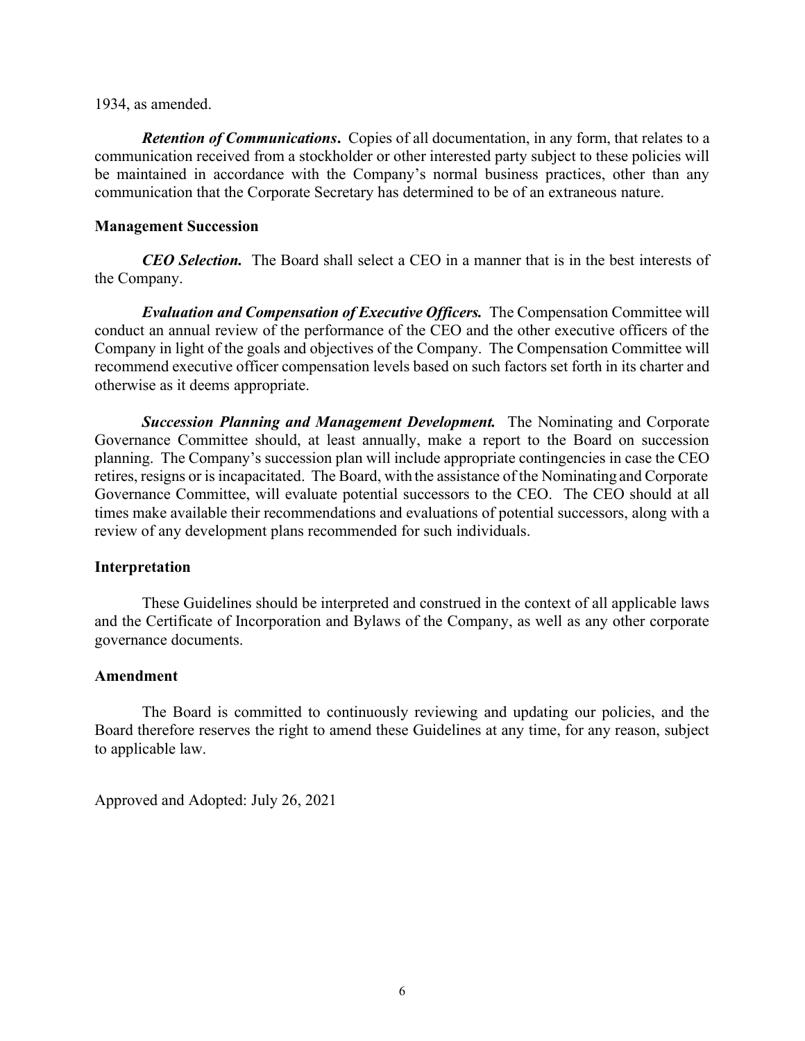1934, as amended.

***Retention of Communications***. Copies of all documentation, in any form, that relates to a communication received from a stockholder or other interested party subject to these policies will be maintained in accordance with the Company's normal business practices, other than any communication that the Corporate Secretary has determined to be of an extraneous nature.

**Management Succession**

***CEO Selection.*** The Board shall select a CEO in a manner that is in the best interests of the Company.

***Evaluation and Compensation of Executive Officers.*** The Compensation Committee will conduct an annual review of the performance of the CEO and the other executive officers of the Company in light of the goals and objectives of the Company. The Compensation Committee will recommend executive officer compensation levels based on such factors set forth in its charter and otherwise as it deems appropriate.

***Succession Planning and Management Development.*** The Nominating and Corporate Governance Committee should, at least annually, make a report to the Board on succession planning. The Company's succession plan will include appropriate contingencies in case the CEO retires, resigns or is incapacitated. The Board, with the assistance of the Nominating and Corporate Governance Committee, will evaluate potential successors to the CEO. The CEO should at all times make available their recommendations and evaluations of potential successors, along with a review of any development plans recommended for such individuals.

**Interpretation**

These Guidelines should be interpreted and construed in the context of all applicable laws and the Certificate of Incorporation and Bylaws of the Company, as well as any other corporate governance documents.

**Amendment**

The Board is committed to continuously reviewing and updating our policies, and the Board therefore reserves the right to amend these Guidelines at any time, for any reason, subject to applicable law.

Approved and Adopted: July 26, 2021